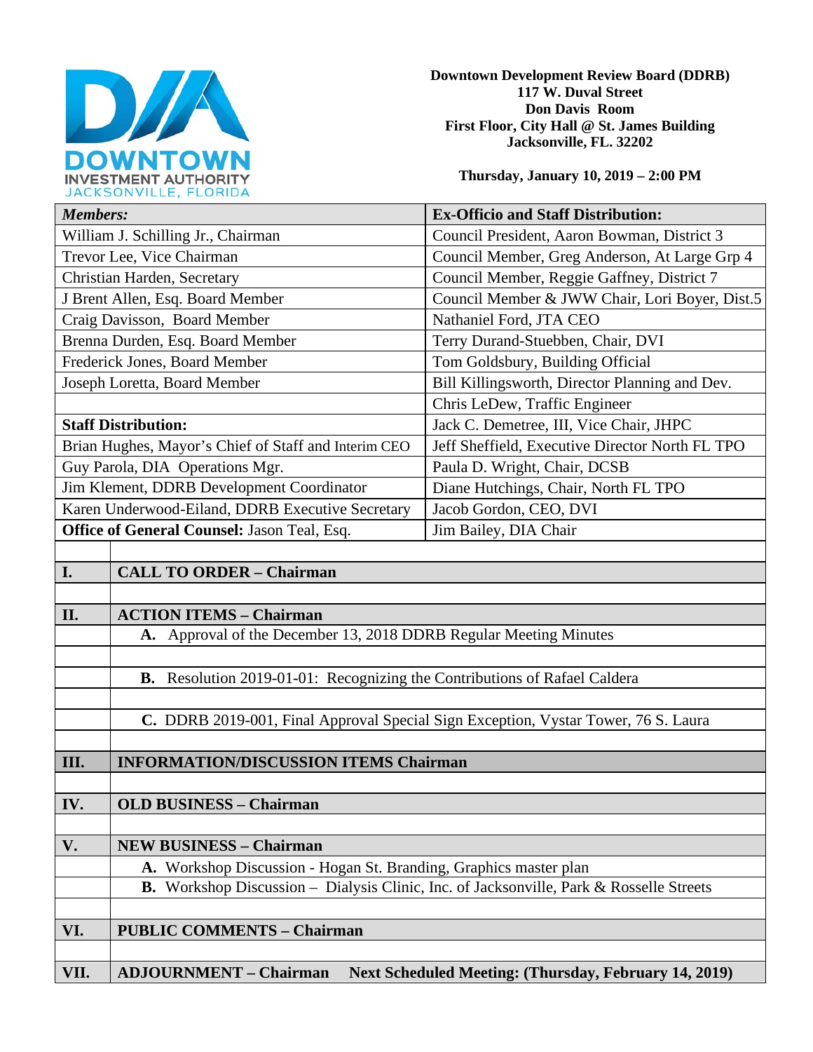**Downtown Development Review Board (DDRB)**
**117 W. Duval Street**
**Don Davis Room**
**First Floor, City Hall @ St. James Building**
**Jacksonville, FL. 32202**

**Thursday, January 10, 2019 – 2:00 PM**

| ***Members:*** | **Ex-Officio and Staff Distribution:** |
|---|---|
| William J. Schilling Jr., Chairman | Council President, Aaron Bowman, District 3 |
| Trevor Lee, Vice Chairman | Council Member, Greg Anderson, At Large Grp 4 |
| Christian Harden, Secretary | Council Member, Reggie Gaffney, District 7 |
| J Brent Allen, Esq. Board Member | Council Member & JWW Chair, Lori Boyer, Dist.5 |
| Craig Davisson, Board Member | Nathaniel Ford, JTA CEO |
| Brenna Durden, Esq. Board Member | Terry Durand-Stuebben, Chair, DVI |
| Frederick Jones, Board Member | Tom Goldsbury, Building Official |
| Joseph Loretta, Board Member | Bill Killingsworth, Director Planning and Dev. |
| | Chris LeDew, Traffic Engineer |
| **Staff Distribution:** | Jack C. Demetree, III, Vice Chair, JHPC |
| Brian Hughes, Mayor's Chief of Staff and Interim CEO | Jeff Sheffield, Executive Director North FL TPO |
| Guy Parola, DIA Operations Mgr. | Paula D. Wright, Chair, DCSB |
| Jim Klement, DDRB Development Coordinator | Diane Hutchings, Chair, North FL TPO |
| Karen Underwood-Eiland, DDRB Executive Secretary | Jacob Gordon, CEO, DVI |
| **Office of General Counsel:** Jason Teal, Esq. | Jim Bailey, DIA Chair |

| | |
|---|---|
| **I.** | **CALL TO ORDER – Chairman** |
| **II.** | **ACTION ITEMS – Chairman** |
| | **A.** Approval of the December 13, 2018 DDRB Regular Meeting Minutes |
| | **B.** Resolution 2019-01-01: Recognizing the Contributions of Rafael Caldera |
| | **C.** DDRB 2019-001, Final Approval Special Sign Exception, Vystar Tower, 76 S. Laura |
| **III.** | **INFORMATION/DISCUSSION ITEMS Chairman** |
| **IV.** | **OLD BUSINESS – Chairman** |
| **V.** | **NEW BUSINESS – Chairman** |
| | **A.** Workshop Discussion - Hogan St. Branding, Graphics master plan |
| | **B.** Workshop Discussion – Dialysis Clinic, Inc. of Jacksonville, Park & Rosselle Streets |
| **VI.** | **PUBLIC COMMENTS – Chairman** |
| **VII.** | **ADJOURNMENT – Chairman Next Scheduled Meeting: (Thursday, February 14, 2019)** |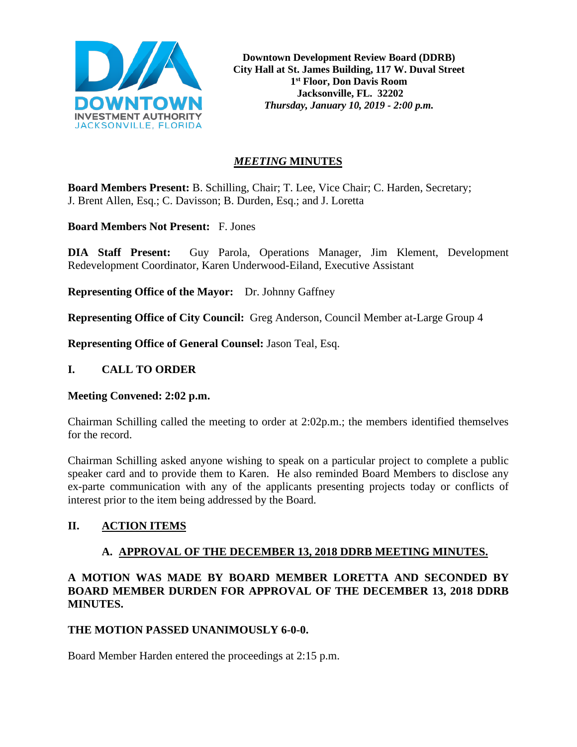**Downtown Development Review Board (DDRB)**
**City Hall at St. James Building, 117 W. Duval Street**
**1st Floor, Don Davis Room**
**Jacksonville, FL. 32202**
***Thursday, January 10, 2019 - 2:00 p.m.***

# *MEETING* MINUTES

**Board Members Present:** B. Schilling, Chair; T. Lee, Vice Chair; C. Harden, Secretary; J. Brent Allen, Esq.; C. Davisson; B. Durden, Esq.; and J. Loretta

**Board Members Not Present:** F. Jones

**DIA Staff Present:** Guy Parola, Operations Manager, Jim Klement, Development Redevelopment Coordinator, Karen Underwood-Eiland, Executive Assistant

**Representing Office of the Mayor:** Dr. Johnny Gaffney

**Representing Office of City Council:** Greg Anderson, Council Member at-Large Group 4

**Representing Office of General Counsel:** Jason Teal, Esq.

## I. CALL TO ORDER

**Meeting Convened: 2:02 p.m.**

Chairman Schilling called the meeting to order at 2:02p.m.; the members identified themselves for the record.

Chairman Schilling asked anyone wishing to speak on a particular project to complete a public speaker card and to provide them to Karen. He also reminded Board Members to disclose any ex-parte communication with any of the applicants presenting projects today or conflicts of interest prior to the item being addressed by the Board.

## II. ACTION ITEMS

### A. APPROVAL OF THE DECEMBER 13, 2018 DDRB MEETING MINUTES.

**A MOTION WAS MADE BY BOARD MEMBER LORETTA AND SECONDED BY BOARD MEMBER DURDEN FOR APPROVAL OF THE DECEMBER 13, 2018 DDRB MINUTES.**

**THE MOTION PASSED UNANIMOUSLY 6-0-0.**

Board Member Harden entered the proceedings at 2:15 p.m.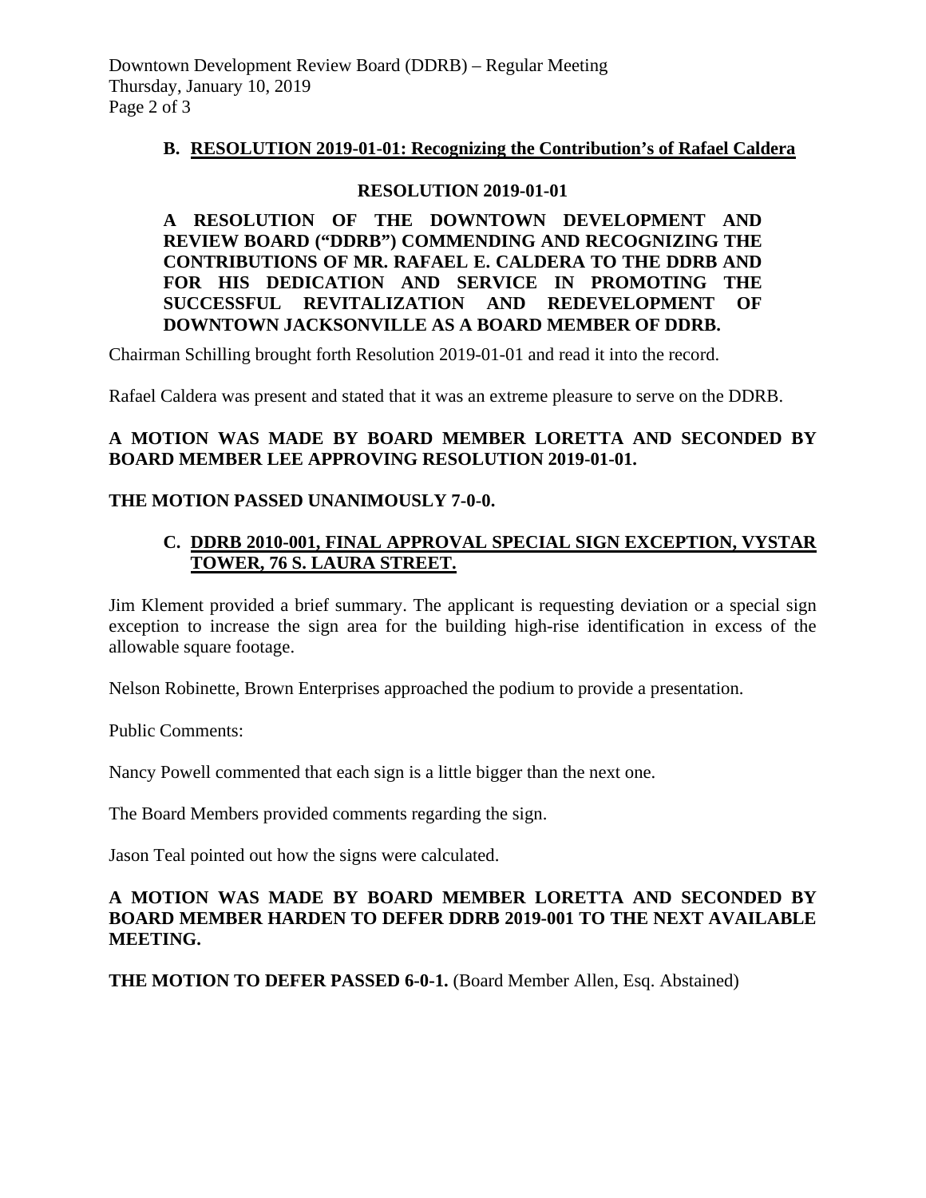**B. RESOLUTION 2019-01-01: Recognizing the Contribution's of Rafael Caldera**

**RESOLUTION 2019-01-01**

**A RESOLUTION OF THE DOWNTOWN DEVELOPMENT AND REVIEW BOARD ("DDRB") COMMENDING AND RECOGNIZING THE CONTRIBUTIONS OF MR. RAFAEL E. CALDERA TO THE DDRB AND FOR HIS DEDICATION AND SERVICE IN PROMOTING THE SUCCESSFUL REVITALIZATION AND REDEVELOPMENT OF DOWNTOWN JACKSONVILLE AS A BOARD MEMBER OF DDRB.**

Chairman Schilling brought forth Resolution 2019-01-01 and read it into the record.

Rafael Caldera was present and stated that it was an extreme pleasure to serve on the DDRB.

**A MOTION WAS MADE BY BOARD MEMBER LORETTA AND SECONDED BY BOARD MEMBER LEE APPROVING RESOLUTION 2019-01-01.**

**THE MOTION PASSED UNANIMOUSLY 7-0-0.**

**C. DDRB 2010-001, FINAL APPROVAL SPECIAL SIGN EXCEPTION, VYSTAR TOWER, 76 S. LAURA STREET.**

Jim Klement provided a brief summary. The applicant is requesting deviation or a special sign exception to increase the sign area for the building high-rise identification in excess of the allowable square footage.

Nelson Robinette, Brown Enterprises approached the podium to provide a presentation.

Public Comments:

Nancy Powell commented that each sign is a little bigger than the next one.

The Board Members provided comments regarding the sign.

Jason Teal pointed out how the signs were calculated.

**A MOTION WAS MADE BY BOARD MEMBER LORETTA AND SECONDED BY BOARD MEMBER HARDEN TO DEFER DDRB 2019-001 TO THE NEXT AVAILABLE MEETING.**

**THE MOTION TO DEFER PASSED 6-0-1.** (Board Member Allen, Esq. Abstained)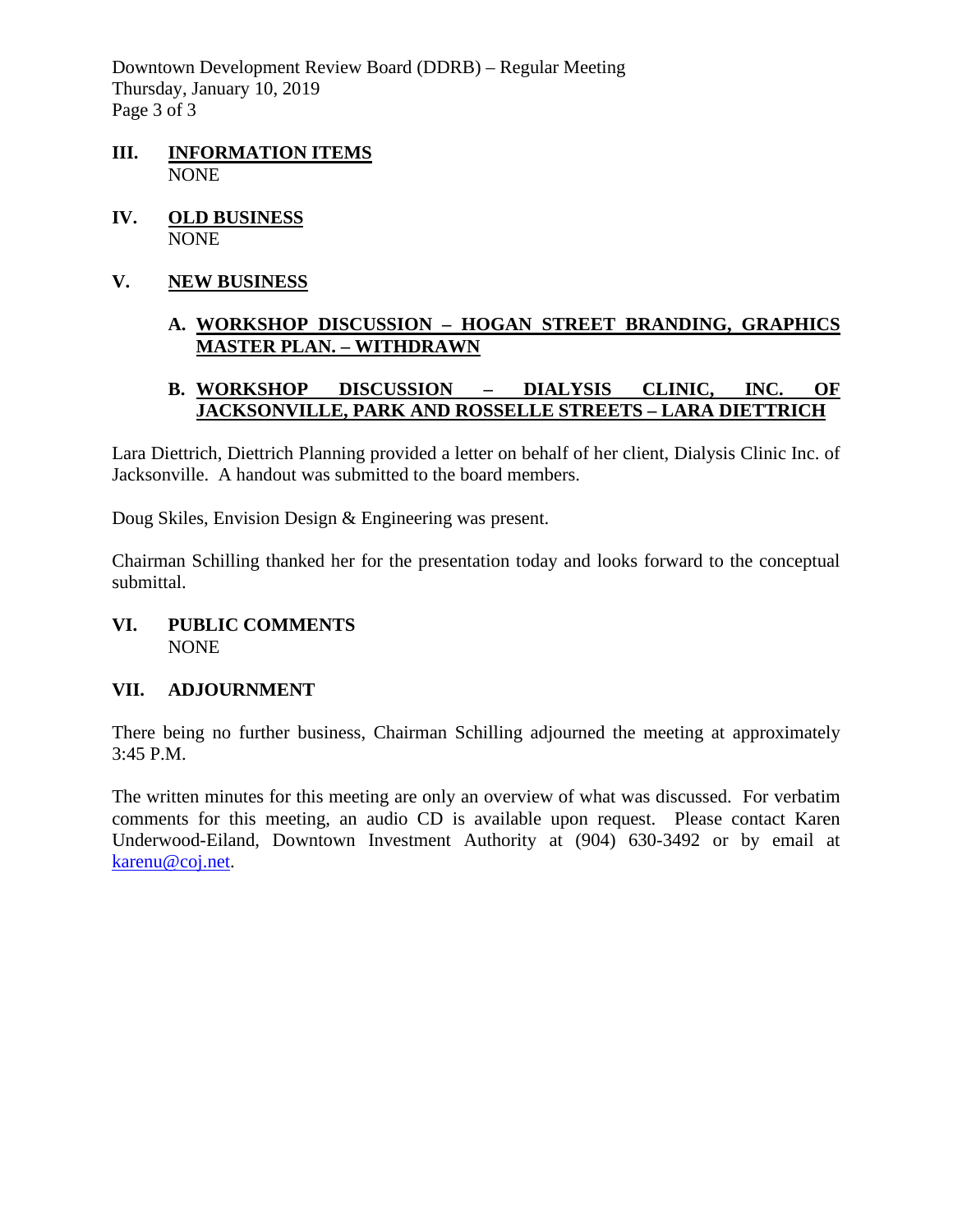## III. INFORMATION ITEMS

NONE

## IV. OLD BUSINESS

NONE

## V. NEW BUSINESS

### A. WORKSHOP DISCUSSION – HOGAN STREET BRANDING, GRAPHICS MASTER PLAN. – WITHDRAWN

### B. WORKSHOP DISCUSSION – DIALYSIS CLINIC, INC. OF JACKSONVILLE, PARK AND ROSSELLE STREETS – LARA DIETTRICH

Lara Diettrich, Diettrich Planning provided a letter on behalf of her client, Dialysis Clinic Inc. of Jacksonville. A handout was submitted to the board members.

Doug Skiles, Envision Design & Engineering was present.

Chairman Schilling thanked her for the presentation today and looks forward to the conceptual submittal.

## VI. PUBLIC COMMENTS

NONE

## VII. ADJOURNMENT

There being no further business, Chairman Schilling adjourned the meeting at approximately 3:45 P.M.

The written minutes for this meeting are only an overview of what was discussed. For verbatim comments for this meeting, an audio CD is available upon request. Please contact Karen Underwood-Eiland, Downtown Investment Authority at (904) 630-3492 or by email at karenu@coj.net.